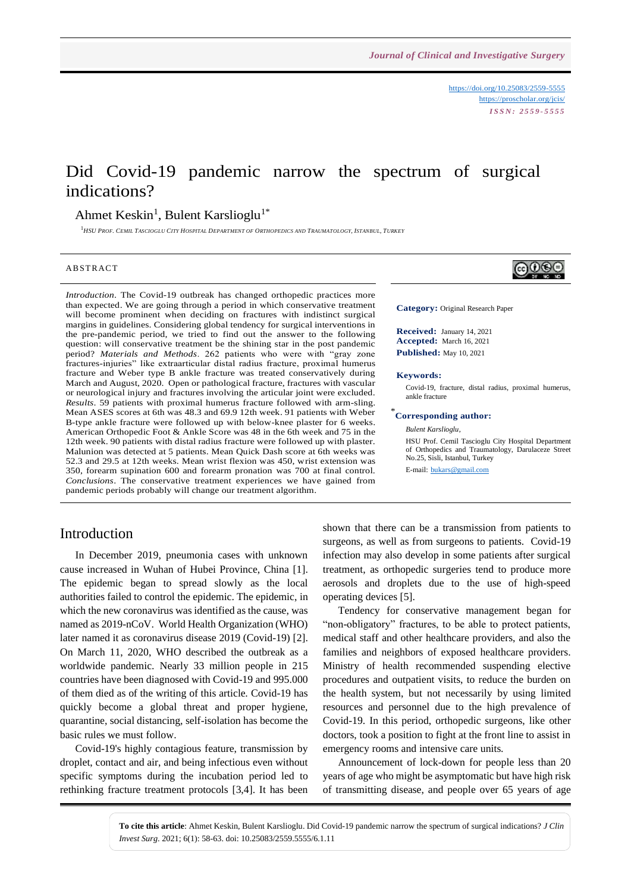https://doi.org/10.25083/2559-5555
https://proscholar.org/jcis/
*ISSN: 2559-5555*

# Did Covid-19 pandemic narrow the spectrum of surgical indications?

Ahmet Keskin[1], Bulent Karslioglu[1*]

[1]HSU Prof. Cemil Tascioglu City Hospital Department of Orthopedics and Traumatology, Istanbul, Turkey

## ABSTRACT

*Introduction*. The Covid-19 outbreak has changed orthopedic practices more than expected. We are going through a period in which conservative treatment will become prominent when deciding on fractures with indistinct surgical margins in guidelines. Considering global tendency for surgical interventions in the pre-pandemic period, we tried to find out the answer to the following question: will conservative treatment be the shining star in the post pandemic period? *Materials and Methods*. 262 patients who were with "gray zone fractures-injuries" like extraarticular distal radius fracture, proximal humerus fracture and Weber type B ankle fracture was treated conservatively during March and August, 2020. Open or pathological fracture, fractures with vascular or neurological injury and fractures involving the articular joint were excluded. *Results*. 59 patients with proximal humerus fracture followed with arm-sling. Mean ASES scores at 6th was 48.3 and 69.9 12th week. 91 patients with Weber B-type ankle fracture were followed up with below-knee plaster for 6 weeks. American Orthopedic Foot & Ankle Score was 48 in the 6th week and 75 in the 12th week. 90 patients with distal radius fracture were followed up with plaster. Malunion was detected at 5 patients. Mean Quick Dash score at 6th weeks was 52.3 and 29.5 at 12th weeks. Mean wrist flexion was 450, wrist extension was 350, forearm supination 600 and forearm pronation was 700 at final control. *Conclusions*. The conservative treatment experiences we have gained from pandemic periods probably will change our treatment algorithm.

**Category:** Original Research Paper

**Received:** January 14, 2021
**Accepted:** March 16, 2021
**Published:** May 10, 2021

**Keywords:**
Covid-19, fracture, distal radius, proximal humerus, ankle fracture

**\*Corresponding author:**
*Bulent Karslioglu,*
HSU Prof. Cemil Tascioglu City Hospital Department of Orthopedics and Traumatology, Darulaceze Street No.25, Sisli, Istanbul, Turkey
E-mail: bukars@gmail.com

## Introduction

In December 2019, pneumonia cases with unknown cause increased in Wuhan of Hubei Province, China [1]. The epidemic began to spread slowly as the local authorities failed to control the epidemic. The epidemic, in which the new coronavirus was identified as the cause, was named as 2019-nCoV. World Health Organization (WHO) later named it as coronavirus disease 2019 (Covid-19) [2]. On March 11, 2020, WHO described the outbreak as a worldwide pandemic. Nearly 33 million people in 215 countries have been diagnosed with Covid-19 and 995.000 of them died as of the writing of this article. Covid-19 has quickly become a global threat and proper hygiene, quarantine, social distancing, self-isolation has become the basic rules we must follow.

Covid-19's highly contagious feature, transmission by droplet, contact and air, and being infectious even without specific symptoms during the incubation period led to rethinking fracture treatment protocols [3,4]. It has been shown that there can be a transmission from patients to surgeons, as well as from surgeons to patients. Covid-19 infection may also develop in some patients after surgical treatment, as orthopedic surgeries tend to produce more aerosols and droplets due to the use of high-speed operating devices [5].

Tendency for conservative management began for "non-obligatory" fractures, to be able to protect patients, medical staff and other healthcare providers, and also the families and neighbors of exposed healthcare providers. Ministry of health recommended suspending elective procedures and outpatient visits, to reduce the burden on the health system, but not necessarily by using limited resources and personnel due to the high prevalence of Covid-19. In this period, orthopedic surgeons, like other doctors, took a position to fight at the front line to assist in emergency rooms and intensive care units.

Announcement of lock-down for people less than 20 years of age who might be asymptomatic but have high risk of transmitting disease, and people over 65 years of age

**To cite this article**: Ahmet Keskin, Bulent Karslioglu. Did Covid-19 pandemic narrow the spectrum of surgical indications? *J Clin Invest Surg*. 2021; 6(1): 58-63. doi: 10.25083/2559.5555/6.1.11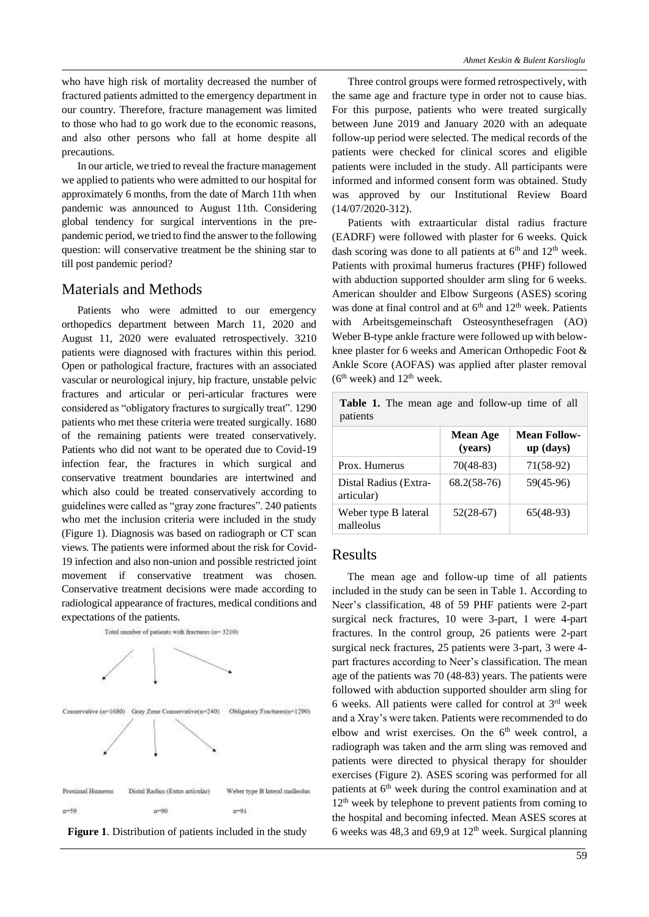who have high risk of mortality decreased the number of fractured patients admitted to the emergency department in our country. Therefore, fracture management was limited to those who had to go work due to the economic reasons, and also other persons who fall at home despite all precautions.

In our article, we tried to reveal the fracture management we applied to patients who were admitted to our hospital for approximately 6 months, from the date of March 11th when pandemic was announced to August 11th. Considering global tendency for surgical interventions in the pre-pandemic period, we tried to find the answer to the following question: will conservative treatment be the shining star to till post pandemic period?

## Materials and Methods

Patients who were admitted to our emergency orthopedics department between March 11, 2020 and August 11, 2020 were evaluated retrospectively. 3210 patients were diagnosed with fractures within this period. Open or pathological fracture, fractures with an associated vascular or neurological injury, hip fracture, unstable pelvic fractures and articular or peri-articular fractures were considered as "obligatory fractures to surgically treat". 1290 patients who met these criteria were treated surgically. 1680 of the remaining patients were treated conservatively. Patients who did not want to be operated due to Covid-19 infection fear, the fractures in which surgical and conservative treatment boundaries are intertwined and which also could be treated conservatively according to guidelines were called as "gray zone fractures". 240 patients who met the inclusion criteria were included in the study (Figure 1). Diagnosis was based on radiograph or CT scan views. The patients were informed about the risk for Covid-19 infection and also non-union and possible restricted joint movement if conservative treatment was chosen. Conservative treatment decisions were made according to radiological appearance of fractures, medical conditions and expectations of the patients.

Total number of patients with fractures (n= 3210)

Conservative (n=1680) Gray Zone Conservative(n=240) Obligatory Fractures(n=1290)

Proximal Humerus n=59 Distal Radius (Extra articular) n=90 Weber type B lateral malleolus n=91

**Figure 1**. Distribution of patients included in the study

Three control groups were formed retrospectively, with the same age and fracture type in order not to cause bias. For this purpose, patients who were treated surgically between June 2019 and January 2020 with an adequate follow-up period were selected. The medical records of the patients were checked for clinical scores and eligible patients were included in the study. All participants were informed and informed consent form was obtained. Study was approved by our Institutional Review Board (14/07/2020-312).

Patients with extraarticular distal radius fracture (EADRF) were followed with plaster for 6 weeks. Quick dash scoring was done to all patients at 6th and 12th week. Patients with proximal humerus fractures (PHF) followed with abduction supported shoulder arm sling for 6 weeks. American shoulder and Elbow Surgeons (ASES) scoring was done at final control and at 6th and 12th week. Patients with Arbeitsgemeinschaft Osteosynthesefragen (AO) Weber B-type ankle fracture were followed up with below-knee plaster for 6 weeks and American Orthopedic Foot & Ankle Score (AOFAS) was applied after plaster removal (6th week) and 12th week.

**Table 1.** The mean age and follow-up time of all patients

| | Mean Age (years) | Mean Follow-up (days) |
|---|---|---|
| Prox. Humerus | 70(48-83) | 71(58-92) |
| Distal Radius (Extra-articular) | 68.2(58-76) | 59(45-96) |
| Weber type B lateral malleolus | 52(28-67) | 65(48-93) |

## Results

The mean age and follow-up time of all patients included in the study can be seen in Table 1. According to Neer's classification, 48 of 59 PHF patients were 2-part surgical neck fractures, 10 were 3-part, 1 were 4-part fractures. In the control group, 26 patients were 2-part surgical neck fractures, 25 patients were 3-part, 3 were 4-part fractures according to Neer's classification. The mean age of the patients was 70 (48-83) years. The patients were followed with abduction supported shoulder arm sling for 6 weeks. All patients were called for control at 3rd week and a Xray's were taken. Patients were recommended to do elbow and wrist exercises. On the 6th week control, a radiograph was taken and the arm sling was removed and patients were directed to physical therapy for shoulder exercises (Figure 2). ASES scoring was performed for all patients at 6th week during the control examination and at 12th week by telephone to prevent patients from coming to the hospital and becoming infected. Mean ASES scores at 6 weeks was 48,3 and 69,9 at 12th week. Surgical planning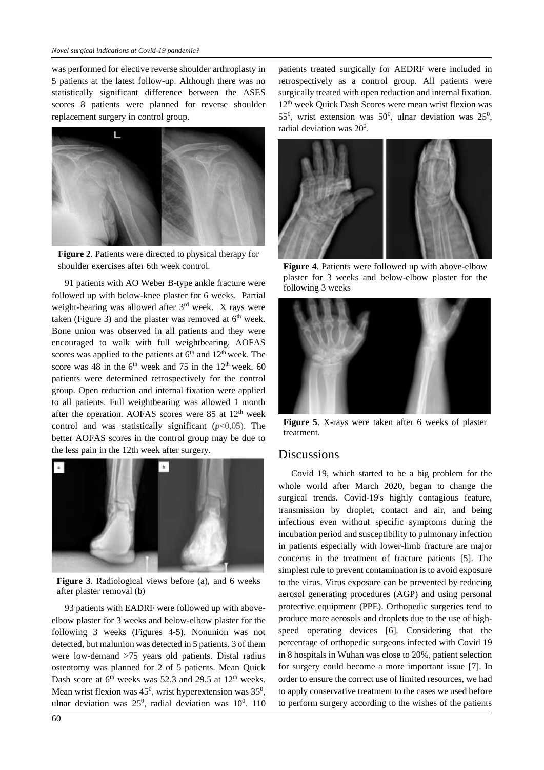was performed for elective reverse shoulder arthroplasty in 5 patients at the latest follow-up. Although there was no statistically significant difference between the ASES scores 8 patients were planned for reverse shoulder replacement surgery in control group.

**Figure 2**. Patients were directed to physical therapy for shoulder exercises after 6th week control.

91 patients with AO Weber B-type ankle fracture were followed up with below-knee plaster for 6 weeks. Partial weight-bearing was allowed after 3rd week. X rays were taken (Figure 3) and the plaster was removed at 6th week. Bone union was observed in all patients and they were encouraged to walk with full weightbearing. AOFAS scores was applied to the patients at 6th and 12th week. The score was 48 in the 6th week and 75 in the 12th week. 60 patients were determined retrospectively for the control group. Open reduction and internal fixation were applied to all patients. Full weightbearing was allowed 1 month after the operation. AOFAS scores were 85 at 12th week control and was statistically significant ($p<0,05$). The better AOFAS scores in the control group may be due to the less pain in the 12th week after surgery.

**Figure 3**. Radiological views before (a), and 6 weeks after plaster removal (b)

93 patients with EADRF were followed up with above-elbow plaster for 3 weeks and below-elbow plaster for the following 3 weeks (Figures 4-5). Nonunion was not detected, but malunion was detected in 5 patients. 3 of them were low-demand >75 years old patients. Distal radius osteotomy was planned for 2 of 5 patients. Mean Quick Dash score at 6th weeks was 52.3 and 29.5 at 12th weeks. Mean wrist flexion was $45^0$, wrist hyperextension was $35^0$, ulnar deviation was $25^0$, radial deviation was $10^0$. 110 patients treated surgically for AEDRF were included in retrospectively as a control group. All patients were surgically treated with open reduction and internal fixation. 12th week Quick Dash Scores were mean wrist flexion was $55^0$, wrist extension was $50^0$, ulnar deviation was $25^0$, radial deviation was $20^0$.

**Figure 4**. Patients were followed up with above-elbow plaster for 3 weeks and below-elbow plaster for the following 3 weeks

**Figure 5**. X-rays were taken after 6 weeks of plaster treatment.

## Discussions

Covid 19, which started to be a big problem for the whole world after March 2020, began to change the surgical trends. Covid-19's highly contagious feature, transmission by droplet, contact and air, and being infectious even without specific symptoms during the incubation period and susceptibility to pulmonary infection in patients especially with lower-limb fracture are major concerns in the treatment of fracture patients [5]. The simplest rule to prevent contamination is to avoid exposure to the virus. Virus exposure can be prevented by reducing aerosol generating procedures (AGP) and using personal protective equipment (PPE). Orthopedic surgeries tend to produce more aerosols and droplets due to the use of high-speed operating devices [6]. Considering that the percentage of orthopedic surgeons infected with Covid 19 in 8 hospitals in Wuhan was close to 20%, patient selection for surgery could become a more important issue [7]. In order to ensure the correct use of limited resources, we had to apply conservative treatment to the cases we used before to perform surgery according to the wishes of the patients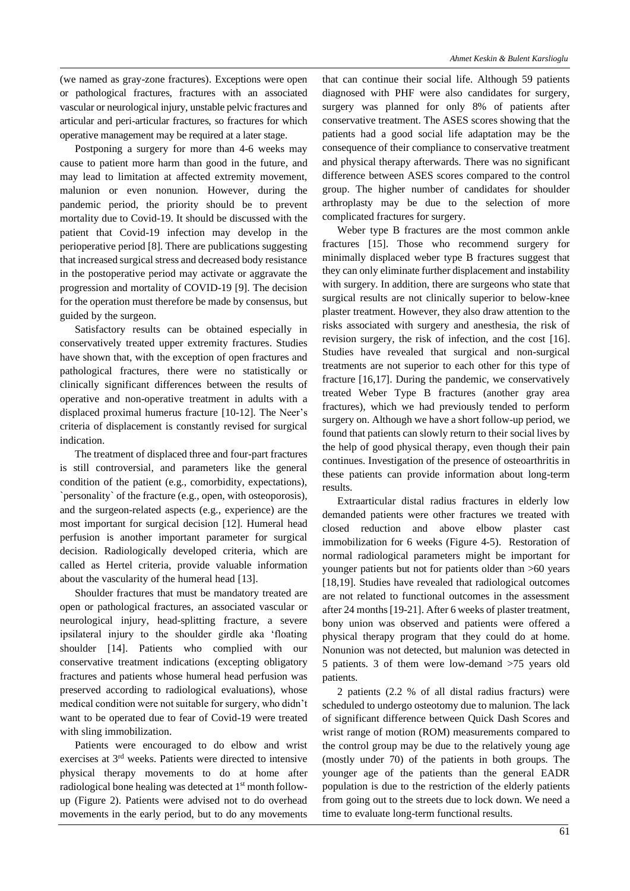(we named as gray-zone fractures). Exceptions were open or pathological fractures, fractures with an associated vascular or neurological injury, unstable pelvic fractures and articular and peri-articular fractures, so fractures for which operative management may be required at a later stage.

Postponing a surgery for more than 4-6 weeks may cause to patient more harm than good in the future, and may lead to limitation at affected extremity movement, malunion or even nonunion. However, during the pandemic period, the priority should be to prevent mortality due to Covid-19. It should be discussed with the patient that Covid-19 infection may develop in the perioperative period [8]. There are publications suggesting that increased surgical stress and decreased body resistance in the postoperative period may activate or aggravate the progression and mortality of COVID-19 [9]. The decision for the operation must therefore be made by consensus, but guided by the surgeon.

Satisfactory results can be obtained especially in conservatively treated upper extremity fractures. Studies have shown that, with the exception of open fractures and pathological fractures, there were no statistically or clinically significant differences between the results of operative and non-operative treatment in adults with a displaced proximal humerus fracture [10-12]. The Neer's criteria of displacement is constantly revised for surgical indication.

The treatment of displaced three and four-part fractures is still controversial, and parameters like the general condition of the patient (e.g., comorbidity, expectations), `personality` of the fracture (e.g., open, with osteoporosis), and the surgeon-related aspects (e.g., experience) are the most important for surgical decision [12]. Humeral head perfusion is another important parameter for surgical decision. Radiologically developed criteria, which are called as Hertel criteria, provide valuable information about the vascularity of the humeral head [13].

Shoulder fractures that must be mandatory treated are open or pathological fractures, an associated vascular or neurological injury, head-splitting fracture, a severe ipsilateral injury to the shoulder girdle aka 'floating shoulder [14]. Patients who complied with our conservative treatment indications (excepting obligatory fractures and patients whose humeral head perfusion was preserved according to radiological evaluations), whose medical condition were not suitable for surgery, who didn't want to be operated due to fear of Covid-19 were treated with sling immobilization.

Patients were encouraged to do elbow and wrist exercises at 3rd weeks. Patients were directed to intensive physical therapy movements to do at home after radiological bone healing was detected at 1st month follow-up (Figure 2). Patients were advised not to do overhead movements in the early period, but to do any movements that can continue their social life. Although 59 patients diagnosed with PHF were also candidates for surgery, surgery was planned for only 8% of patients after conservative treatment. The ASES scores showing that the patients had a good social life adaptation may be the consequence of their compliance to conservative treatment and physical therapy afterwards. There was no significant difference between ASES scores compared to the control group. The higher number of candidates for shoulder arthroplasty may be due to the selection of more complicated fractures for surgery.

Weber type B fractures are the most common ankle fractures [15]. Those who recommend surgery for minimally displaced weber type B fractures suggest that they can only eliminate further displacement and instability with surgery. In addition, there are surgeons who state that surgical results are not clinically superior to below-knee plaster treatment. However, they also draw attention to the risks associated with surgery and anesthesia, the risk of revision surgery, the risk of infection, and the cost [16]. Studies have revealed that surgical and non-surgical treatments are not superior to each other for this type of fracture [16,17]. During the pandemic, we conservatively treated Weber Type B fractures (another gray area fractures), which we had previously tended to perform surgery on. Although we have a short follow-up period, we found that patients can slowly return to their social lives by the help of good physical therapy, even though their pain continues. Investigation of the presence of osteoarthritis in these patients can provide information about long-term results.

Extraarticular distal radius fractures in elderly low demanded patients were other fractures we treated with closed reduction and above elbow plaster cast immobilization for 6 weeks (Figure 4-5). Restoration of normal radiological parameters might be important for younger patients but not for patients older than >60 years [18,19]. Studies have revealed that radiological outcomes are not related to functional outcomes in the assessment after 24 months [19-21]. After 6 weeks of plaster treatment, bony union was observed and patients were offered a physical therapy program that they could do at home. Nonunion was not detected, but malunion was detected in 5 patients. 3 of them were low-demand >75 years old patients.

2 patients (2.2 % of all distal radius fractures) were scheduled to undergo osteotomy due to malunion. The lack of significant difference between Quick Dash Scores and wrist range of motion (ROM) measurements compared to the control group may be due to the relatively young age (mostly under 70) of the patients in both groups. The younger age of the patients than the general EADR population is due to the restriction of the elderly patients from going out to the streets due to lock down. We need a time to evaluate long-term functional results.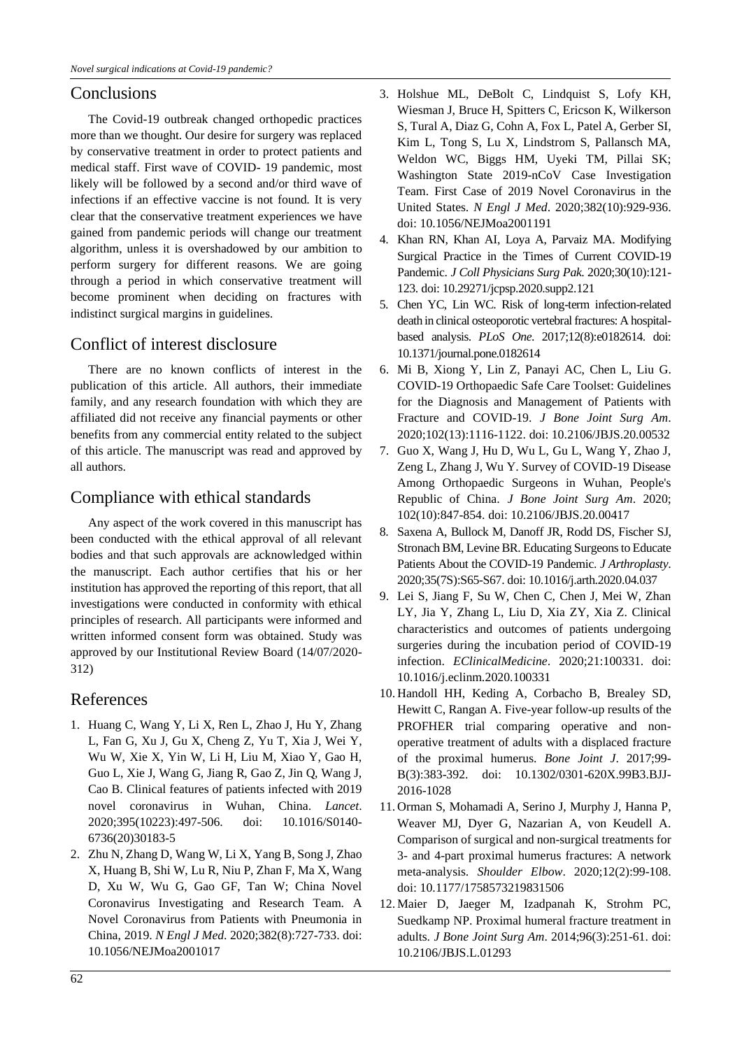## Conclusions

The Covid-19 outbreak changed orthopedic practices more than we thought. Our desire for surgery was replaced by conservative treatment in order to protect patients and medical staff. First wave of COVID- 19 pandemic, most likely will be followed by a second and/or third wave of infections if an effective vaccine is not found. It is very clear that the conservative treatment experiences we have gained from pandemic periods will change our treatment algorithm, unless it is overshadowed by our ambition to perform surgery for different reasons. We are going through a period in which conservative treatment will become prominent when deciding on fractures with indistinct surgical margins in guidelines.

## Conflict of interest disclosure

There are no known conflicts of interest in the publication of this article. All authors, their immediate family, and any research foundation with which they are affiliated did not receive any financial payments or other benefits from any commercial entity related to the subject of this article. The manuscript was read and approved by all authors.

## Compliance with ethical standards

Any aspect of the work covered in this manuscript has been conducted with the ethical approval of all relevant bodies and that such approvals are acknowledged within the manuscript. Each author certifies that his or her institution has approved the reporting of this report, that all investigations were conducted in conformity with ethical principles of research. All participants were informed and written informed consent form was obtained. Study was approved by our Institutional Review Board (14/07/2020-312)

## References

1. Huang C, Wang Y, Li X, Ren L, Zhao J, Hu Y, Zhang L, Fan G, Xu J, Gu X, Cheng Z, Yu T, Xia J, Wei Y, Wu W, Xie X, Yin W, Li H, Liu M, Xiao Y, Gao H, Guo L, Xie J, Wang G, Jiang R, Gao Z, Jin Q, Wang J, Cao B. Clinical features of patients infected with 2019 novel coronavirus in Wuhan, China. *Lancet*. 2020;395(10223):497-506. doi: 10.1016/S0140-6736(20)30183-5
2. Zhu N, Zhang D, Wang W, Li X, Yang B, Song J, Zhao X, Huang B, Shi W, Lu R, Niu P, Zhan F, Ma X, Wang D, Xu W, Wu G, Gao GF, Tan W; China Novel Coronavirus Investigating and Research Team. A Novel Coronavirus from Patients with Pneumonia in China, 2019. *N Engl J Med*. 2020;382(8):727-733. doi: 10.1056/NEJMoa2001017
3. Holshue ML, DeBolt C, Lindquist S, Lofy KH, Wiesman J, Bruce H, Spitters C, Ericson K, Wilkerson S, Tural A, Diaz G, Cohn A, Fox L, Patel A, Gerber SI, Kim L, Tong S, Lu X, Lindstrom S, Pallansch MA, Weldon WC, Biggs HM, Uyeki TM, Pillai SK; Washington State 2019-nCoV Case Investigation Team. First Case of 2019 Novel Coronavirus in the United States. *N Engl J Med*. 2020;382(10):929-936. doi: 10.1056/NEJMoa2001191
4. Khan RN, Khan AI, Loya A, Parvaiz MA. Modifying Surgical Practice in the Times of Current COVID-19 Pandemic. *J Coll Physicians Surg Pak.* 2020;30(10):121-123. doi: 10.29271/jcpsp.2020.supp2.121
5. Chen YC, Lin WC. Risk of long-term infection-related death in clinical osteoporotic vertebral fractures: A hospital-based analysis. *PLoS One.* 2017;12(8):e0182614. doi: 10.1371/journal.pone.0182614
6. Mi B, Xiong Y, Lin Z, Panayi AC, Chen L, Liu G. COVID-19 Orthopaedic Safe Care Toolset: Guidelines for the Diagnosis and Management of Patients with Fracture and COVID-19. *J Bone Joint Surg Am*. 2020;102(13):1116-1122. doi: 10.2106/JBJS.20.00532
7. Guo X, Wang J, Hu D, Wu L, Gu L, Wang Y, Zhao J, Zeng L, Zhang J, Wu Y. Survey of COVID-19 Disease Among Orthopaedic Surgeons in Wuhan, People's Republic of China. *J Bone Joint Surg Am*. 2020; 102(10):847-854. doi: 10.2106/JBJS.20.00417
8. Saxena A, Bullock M, Danoff JR, Rodd DS, Fischer SJ, Stronach BM, Levine BR. Educating Surgeons to Educate Patients About the COVID-19 Pandemic. *J Arthroplasty*. 2020;35(7S):S65-S67. doi: 10.1016/j.arth.2020.04.037
9. Lei S, Jiang F, Su W, Chen C, Chen J, Mei W, Zhan LY, Jia Y, Zhang L, Liu D, Xia ZY, Xia Z. Clinical characteristics and outcomes of patients undergoing surgeries during the incubation period of COVID-19 infection. *EClinicalMedicine*. 2020;21:100331. doi: 10.1016/j.eclinm.2020.100331
10. Handoll HH, Keding A, Corbacho B, Brealey SD, Hewitt C, Rangan A. Five-year follow-up results of the PROFHER trial comparing operative and non-operative treatment of adults with a displaced fracture of the proximal humerus. *Bone Joint J*. 2017;99-B(3):383-392. doi: 10.1302/0301-620X.99B3.BJJ-2016-1028
11. Orman S, Mohamadi A, Serino J, Murphy J, Hanna P, Weaver MJ, Dyer G, Nazarian A, von Keudell A. Comparison of surgical and non-surgical treatments for 3- and 4-part proximal humerus fractures: A network meta-analysis. *Shoulder Elbow*. 2020;12(2):99-108. doi: 10.1177/1758573219831506
12. Maier D, Jaeger M, Izadpanah K, Strohm PC, Suedkamp NP. Proximal humeral fracture treatment in adults. *J Bone Joint Surg Am*. 2014;96(3):251-61. doi: 10.2106/JBJS.L.01293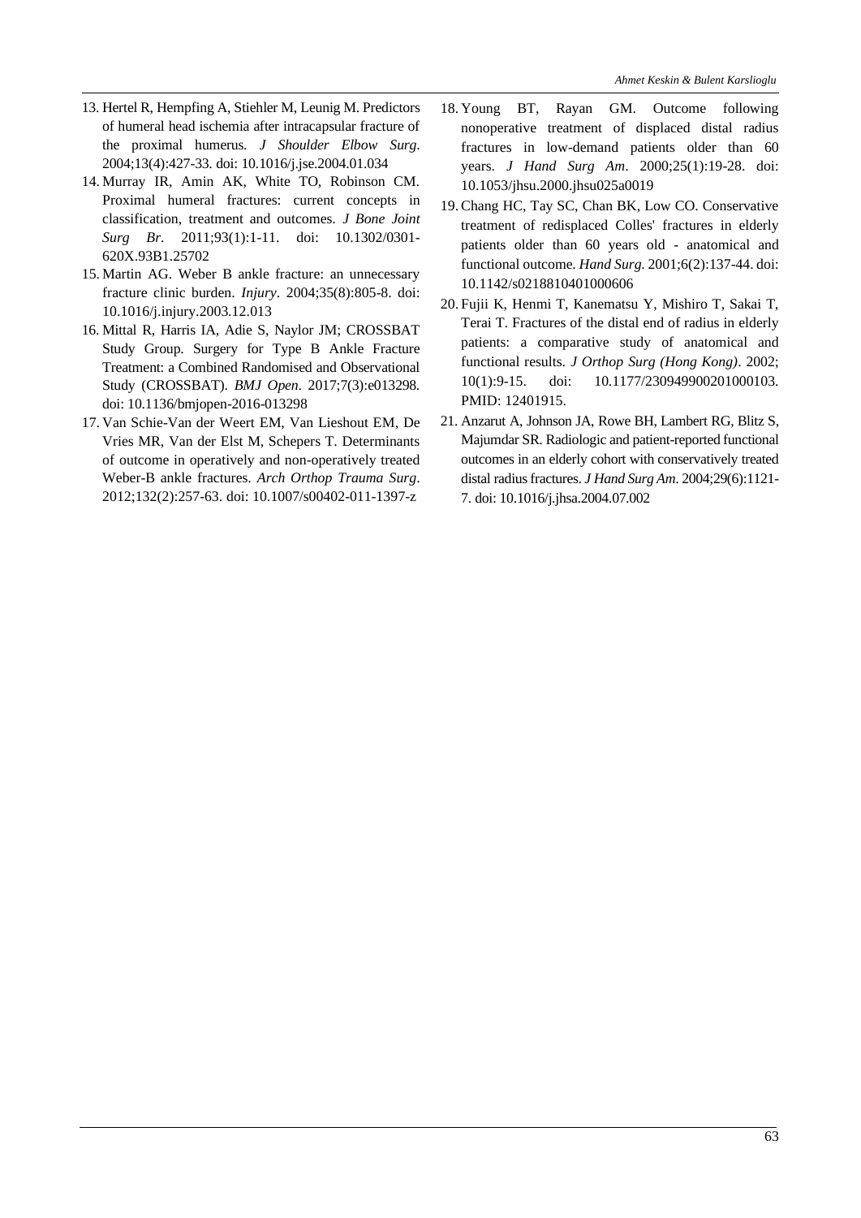13. Hertel R, Hempfing A, Stiehler M, Leunig M. Predictors of humeral head ischemia after intracapsular fracture of the proximal humerus. *J Shoulder Elbow Surg*. 2004;13(4):427-33. doi: 10.1016/j.jse.2004.01.034
14. Murray IR, Amin AK, White TO, Robinson CM. Proximal humeral fractures: current concepts in classification, treatment and outcomes. *J Bone Joint Surg Br*. 2011;93(1):1-11. doi: 10.1302/0301-620X.93B1.25702
15. Martin AG. Weber B ankle fracture: an unnecessary fracture clinic burden. *Injury*. 2004;35(8):805-8. doi: 10.1016/j.injury.2003.12.013
16. Mittal R, Harris IA, Adie S, Naylor JM; CROSSBAT Study Group. Surgery for Type B Ankle Fracture Treatment: a Combined Randomised and Observational Study (CROSSBAT). *BMJ Open*. 2017;7(3):e013298. doi: 10.1136/bmjopen-2016-013298
17. Van Schie-Van der Weert EM, Van Lieshout EM, De Vries MR, Van der Elst M, Schepers T. Determinants of outcome in operatively and non-operatively treated Weber-B ankle fractures. *Arch Orthop Trauma Surg*. 2012;132(2):257-63. doi: 10.1007/s00402-011-1397-z
18. Young BT, Rayan GM. Outcome following nonoperative treatment of displaced distal radius fractures in low-demand patients older than 60 years. *J Hand Surg Am*. 2000;25(1):19-28. doi: 10.1053/jhsu.2000.jhsu025a0019
19. Chang HC, Tay SC, Chan BK, Low CO. Conservative treatment of redisplaced Colles' fractures in elderly patients older than 60 years old - anatomical and functional outcome. *Hand Surg.* 2001;6(2):137-44. doi: 10.1142/s0218810401000606
20. Fujii K, Henmi T, Kanematsu Y, Mishiro T, Sakai T, Terai T. Fractures of the distal end of radius in elderly patients: a comparative study of anatomical and functional results. *J Orthop Surg (Hong Kong)*. 2002; 10(1):9-15. doi: 10.1177/230949900201000103. PMID: 12401915.
21. Anzarut A, Johnson JA, Rowe BH, Lambert RG, Blitz S, Majumdar SR. Radiologic and patient-reported functional outcomes in an elderly cohort with conservatively treated distal radius fractures. *J Hand Surg Am*. 2004;29(6):1121-7. doi: 10.1016/j.jhsa.2004.07.002